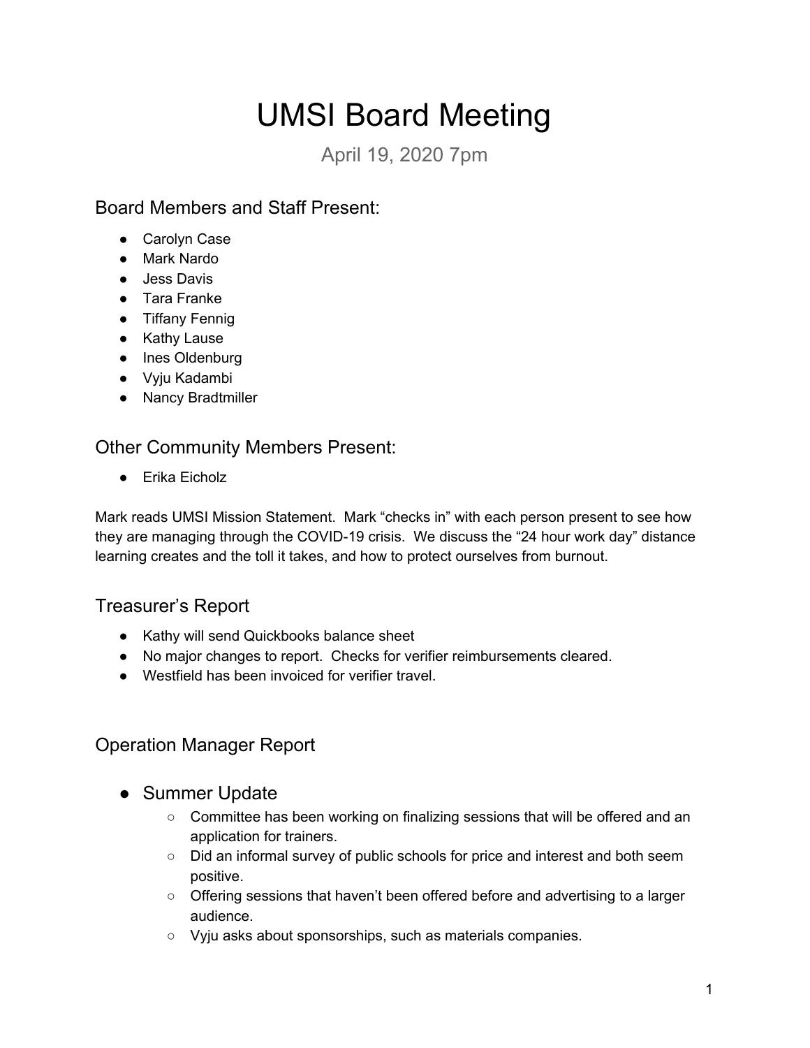# UMSI Board Meeting

April 19, 2020 7pm

## Board Members and Staff Present:

- Carolyn Case
- Mark Nardo
- Jess Davis
- Tara Franke
- Tiffany Fennig
- Kathy Lause
- Ines Oldenburg
- Vyju Kadambi
- Nancy Bradtmiller

## Other Community Members Present:

- Erika Eicholz

Mark reads UMSI Mission Statement. Mark "checks in" with each person present to see how they are managing through the COVID-19 crisis. We discuss the "24 hour work day" distance learning creates and the toll it takes, and how to protect ourselves from burnout.

## Treasurer's Report

- Kathy will send Quickbooks balance sheet
- No major changes to report. Checks for verifier reimbursements cleared.
- Westfield has been invoiced for verifier travel.

## Operation Manager Report

- ### Summer Update
  - Committee has been working on finalizing sessions that will be offered and an application for trainers.
  - Did an informal survey of public schools for price and interest and both seem positive.
  - Offering sessions that haven't been offered before and advertising to a larger audience.
  - Vyju asks about sponsorships, such as materials companies.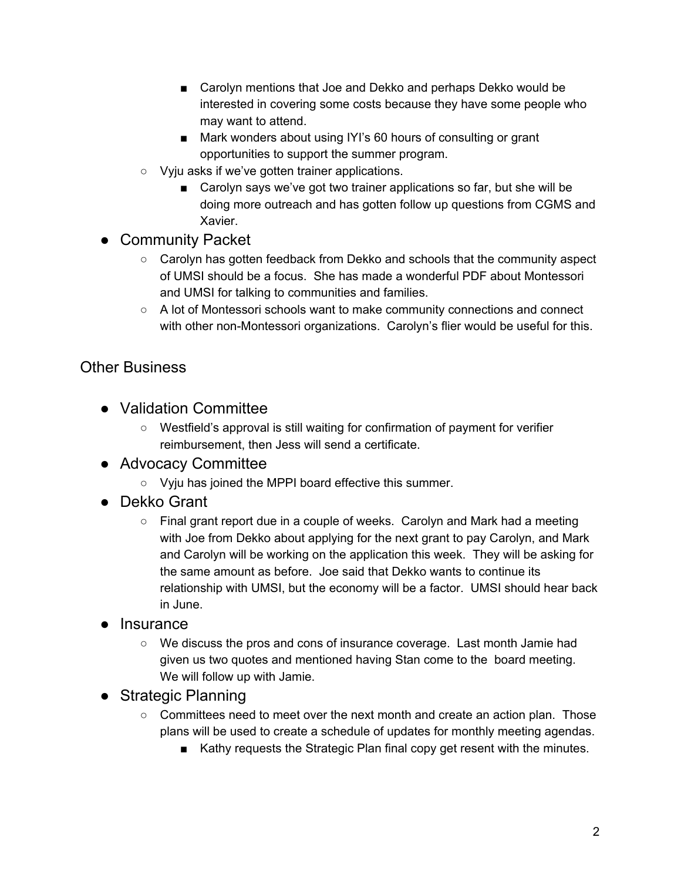- Carolyn mentions that Joe and Dekko and perhaps Dekko would be interested in covering some costs because they have some people who may want to attend.
        - Mark wonders about using IYI's 60 hours of consulting or grant opportunities to support the summer program.
    - Vyju asks if we've gotten trainer applications.
        - Carolyn says we've got two trainer applications so far, but she will be doing more outreach and has gotten follow up questions from CGMS and Xavier.
- Community Packet
    - Carolyn has gotten feedback from Dekko and schools that the community aspect of UMSI should be a focus. She has made a wonderful PDF about Montessori and UMSI for talking to communities and families.
    - A lot of Montessori schools want to make community connections and connect with other non-Montessori organizations. Carolyn's flier would be useful for this.

## Other Business

- Validation Committee
    - Westfield's approval is still waiting for confirmation of payment for verifier reimbursement, then Jess will send a certificate.
- Advocacy Committee
    - Vyju has joined the MPPI board effective this summer.
- Dekko Grant
    - Final grant report due in a couple of weeks. Carolyn and Mark had a meeting with Joe from Dekko about applying for the next grant to pay Carolyn, and Mark and Carolyn will be working on the application this week. They will be asking for the same amount as before. Joe said that Dekko wants to continue its relationship with UMSI, but the economy will be a factor. UMSI should hear back in June.
- Insurance
    - We discuss the pros and cons of insurance coverage. Last month Jamie had given us two quotes and mentioned having Stan come to the board meeting. We will follow up with Jamie.
- Strategic Planning
    - Committees need to meet over the next month and create an action plan. Those plans will be used to create a schedule of updates for monthly meeting agendas.
        - Kathy requests the Strategic Plan final copy get resent with the minutes.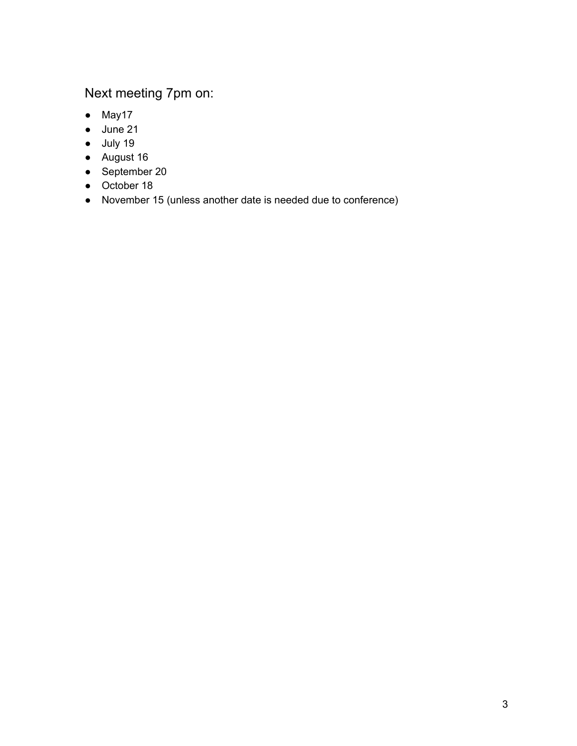## Next meeting 7pm on:

- May17
- June 21
- July 19
- August 16
- September 20
- October 18
- November 15 (unless another date is needed due to conference)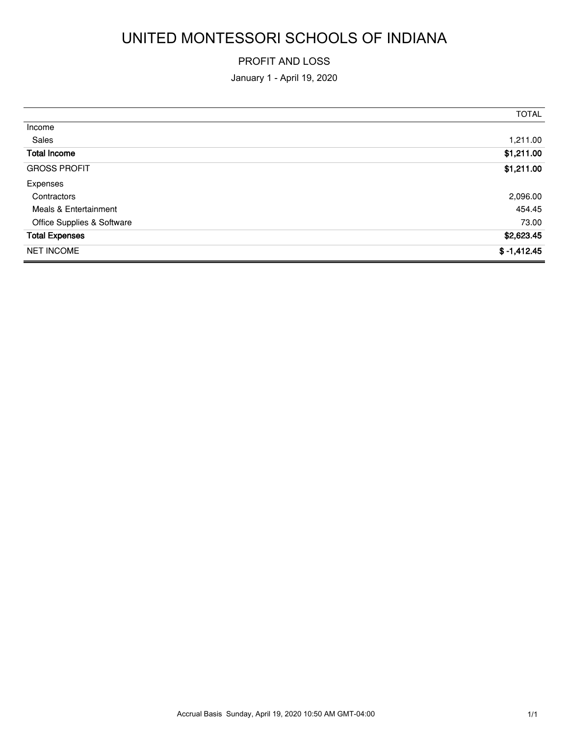# UNITED MONTESSORI SCHOOLS OF INDIANA

## PROFIT AND LOSS

January 1 - April 19, 2020

| | TOTAL |
|---|---:|
| Income | |
| Sales | 1,211.00 |
| **Total Income** | **$1,211.00** |
| GROSS PROFIT | **$1,211.00** |
| Expenses | |
| Contractors | 2,096.00 |
| Meals & Entertainment | 454.45 |
| Office Supplies & Software | 73.00 |
| **Total Expenses** | **$2,623.45** |
| NET INCOME | **$ -1,412.45** |

Accrual Basis Sunday, April 19, 2020 10:50 AM GMT-04:00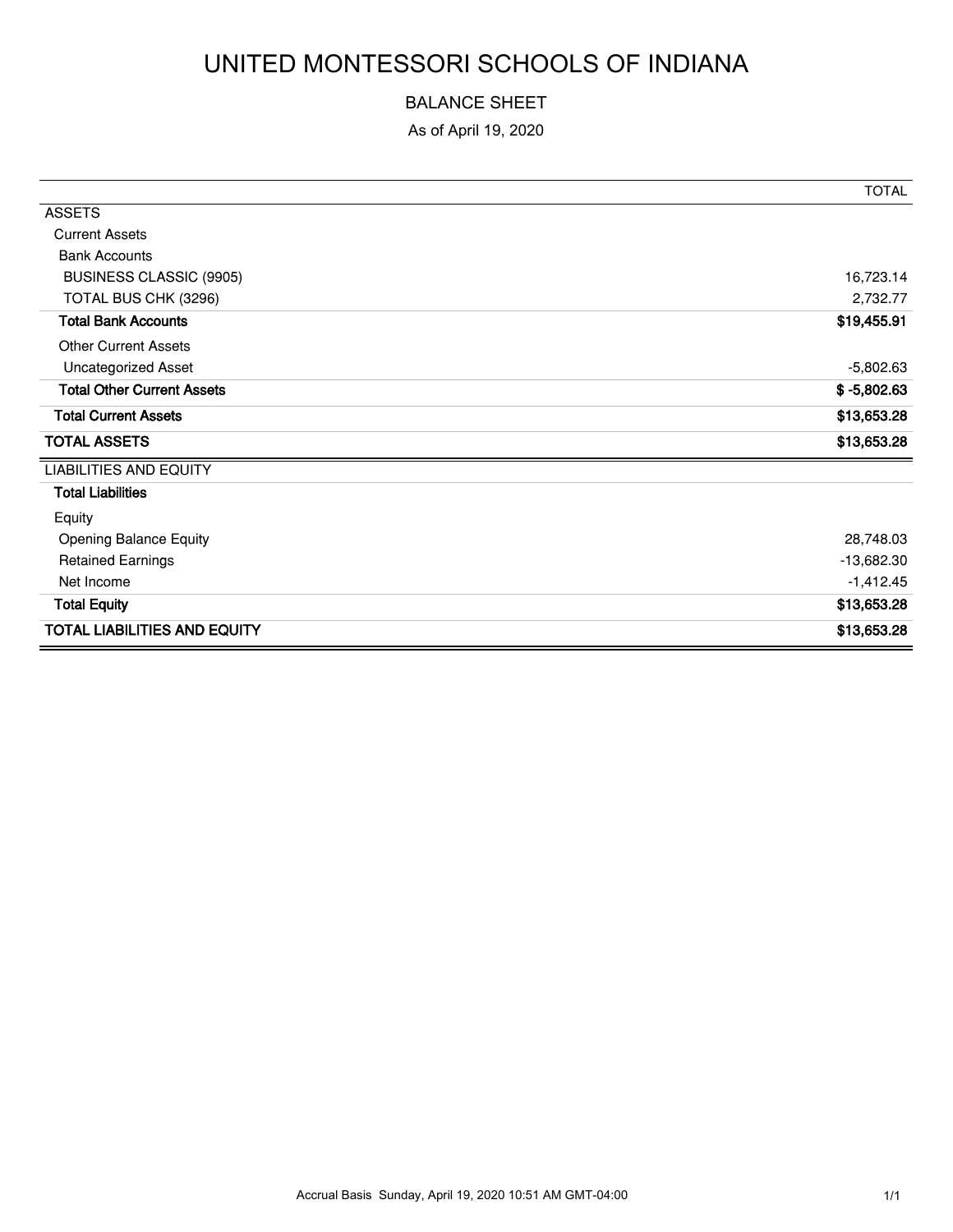# UNITED MONTESSORI SCHOOLS OF INDIANA

BALANCE SHEET

As of April 19, 2020

| | TOTAL |
|---|---|
| ASSETS | |
| Current Assets | |
| Bank Accounts | |
| BUSINESS CLASSIC (9905) | 16,723.14 |
| TOTAL BUS CHK (3296) | 2,732.77 |
| **Total Bank Accounts** | **$19,455.91** |
| Other Current Assets | |
| Uncategorized Asset | -5,802.63 |
| **Total Other Current Assets** | **$ -5,802.63** |
| **Total Current Assets** | **$13,653.28** |
| **TOTAL ASSETS** | **$13,653.28** |
| LIABILITIES AND EQUITY | |
| **Total Liabilities** | |
| Equity | |
| Opening Balance Equity | 28,748.03 |
| Retained Earnings | -13,682.30 |
| Net Income | -1,412.45 |
| **Total Equity** | **$13,653.28** |
| **TOTAL LIABILITIES AND EQUITY** | **$13,653.28** |

Accrual Basis Sunday, April 19, 2020 10:51 AM GMT-04:00